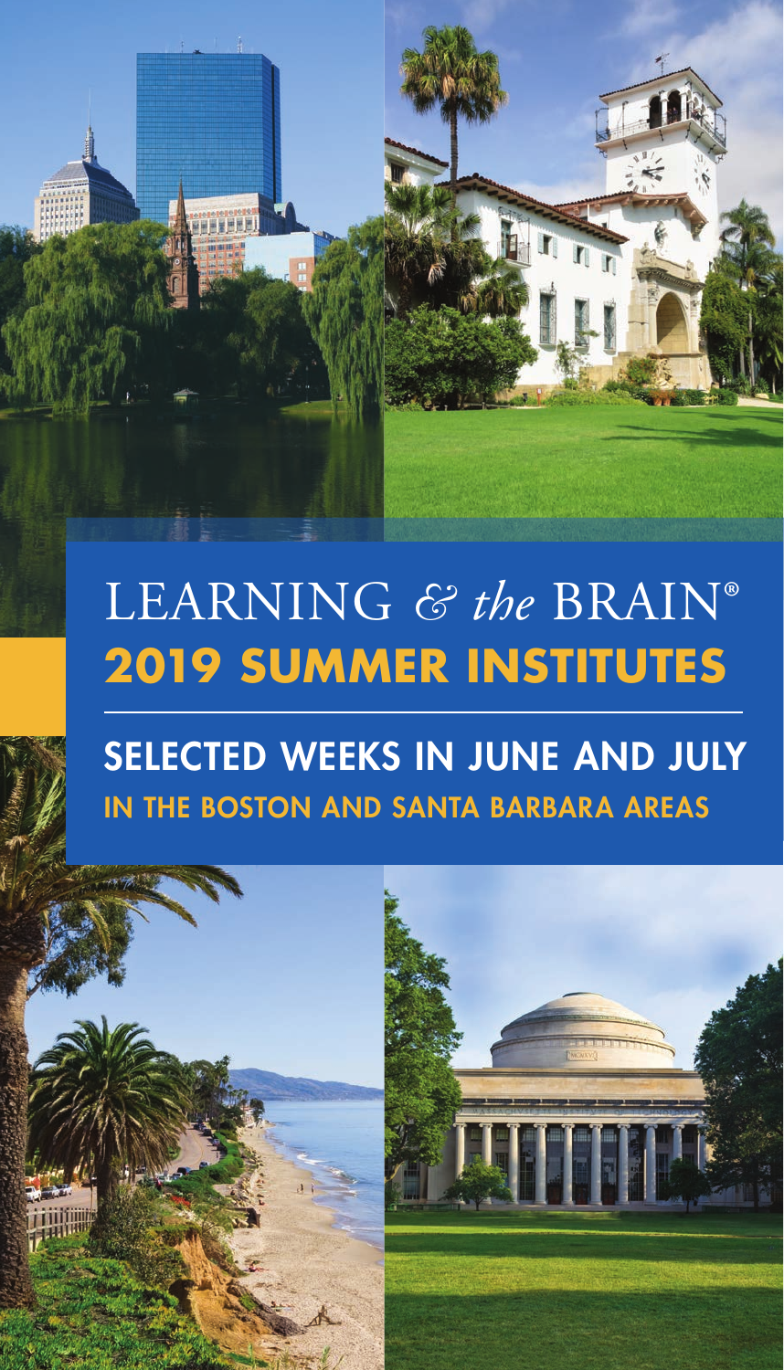# LEARNING *& the* BRAIN®

## 2019 SUMMER INSTITUTES

### SELECTED WEEKS IN JUNE AND JULY

IN THE BOSTON AND SANTA BARBARA AREAS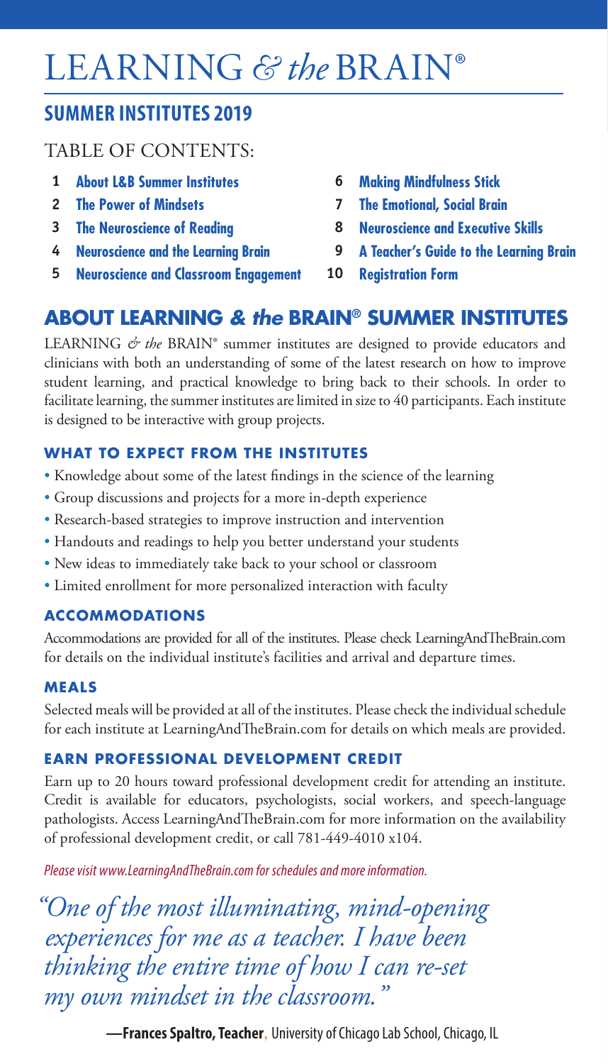# LEARNING *& the* BRAIN®

## SUMMER INSTITUTES 2019

### TABLE OF CONTENTS:

1. **About L&B Summer Institutes**
2. **The Power of Mindsets**
3. **The Neuroscience of Reading**
4. **Neuroscience and the Learning Brain**
5. **Neuroscience and Classroom Engagement**
6. **Making Mindfulness Stick**
7. **The Emotional, Social Brain**
8. **Neuroscience and Executive Skills**
9. **A Teacher's Guide to the Learning Brain**
10. **Registration Form**

## ABOUT LEARNING *& the* BRAIN® SUMMER INSTITUTES

LEARNING *& the* BRAIN® summer institutes are designed to provide educators and clinicians with both an understanding of some of the latest research on how to improve student learning, and practical knowledge to bring back to their schools. In order to facilitate learning, the summer institutes are limited in size to 40 participants. Each institute is designed to be interactive with group projects.

### WHAT TO EXPECT FROM THE INSTITUTES

- Knowledge about some of the latest findings in the science of the learning
- Group discussions and projects for a more in-depth experience
- Research-based strategies to improve instruction and intervention
- Handouts and readings to help you better understand your students
- New ideas to immediately take back to your school or classroom
- Limited enrollment for more personalized interaction with faculty

### ACCOMMODATIONS

Accommodations are provided for all of the institutes. Please check LearningAndTheBrain.com for details on the individual institute's facilities and arrival and departure times.

### MEALS

Selected meals will be provided at all of the institutes. Please check the individual schedule for each institute at LearningAndTheBrain.com for details on which meals are provided.

### EARN PROFESSIONAL DEVELOPMENT CREDIT

Earn up to 20 hours toward professional development credit for attending an institute. Credit is available for educators, psychologists, social workers, and speech-language pathologists. Access LearningAndTheBrain.com for more information on the availability of professional development credit, or call 781-449-4010 x104.

*Please visit www.LearningAndTheBrain.com for schedules and more information.*

*"One of the most illuminating, mind-opening experiences for me as a teacher. I have been thinking the entire time of how I can re-set my own mindset in the classroom."*

**—Frances Spaltro, Teacher**, University of Chicago Lab School, Chicago, IL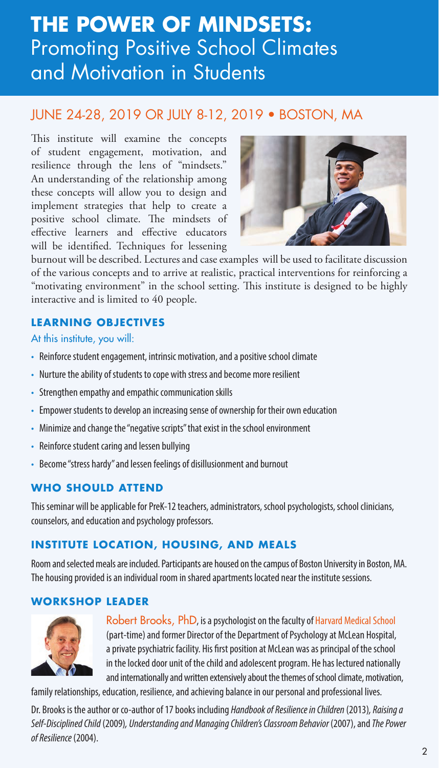# THE POWER OF MINDSETS: Promoting Positive School Climates and Motivation in Students

## JUNE 24-28, 2019 OR JULY 8-12, 2019 • BOSTON, MA

This institute will examine the concepts of student engagement, motivation, and resilience through the lens of "mindsets." An understanding of the relationship among these concepts will allow you to design and implement strategies that help to create a positive school climate. The mindsets of effective learners and effective educators will be identified. Techniques for lessening burnout will be described. Lectures and case examples will be used to facilitate discussion of the various concepts and to arrive at realistic, practical interventions for reinforcing a "motivating environment" in the school setting. This institute is designed to be highly interactive and is limited to 40 people.

### LEARNING OBJECTIVES

At this institute, you will:

- Reinforce student engagement, intrinsic motivation, and a positive school climate
- Nurture the ability of students to cope with stress and become more resilient
- Strengthen empathy and empathic communication skills
- Empower students to develop an increasing sense of ownership for their own education
- Minimize and change the "negative scripts" that exist in the school environment
- Reinforce student caring and lessen bullying
- Become "stress hardy" and lessen feelings of disillusionment and burnout

### WHO SHOULD ATTEND

This seminar will be applicable for PreK-12 teachers, administrators, school psychologists, school clinicians, counselors, and education and psychology professors.

### INSTITUTE LOCATION, HOUSING, AND MEALS

Room and selected meals are included. Participants are housed on the campus of Boston University in Boston, MA. The housing provided is an individual room in shared apartments located near the institute sessions.

### WORKSHOP LEADER

Robert Brooks, PhD, is a psychologist on the faculty of Harvard Medical School (part-time) and former Director of the Department of Psychology at McLean Hospital, a private psychiatric facility. His first position at McLean was as principal of the school in the locked door unit of the child and adolescent program. He has lectured nationally and internationally and written extensively about the themes of school climate, motivation, family relationships, education, resilience, and achieving balance in our personal and professional lives.

Dr. Brooks is the author or co-author of 17 books including *Handbook of Resilience in Children* (2013), *Raising a Self-Disciplined Child* (2009), *Understanding and Managing Children's Classroom Behavior* (2007), and *The Power of Resilience* (2004).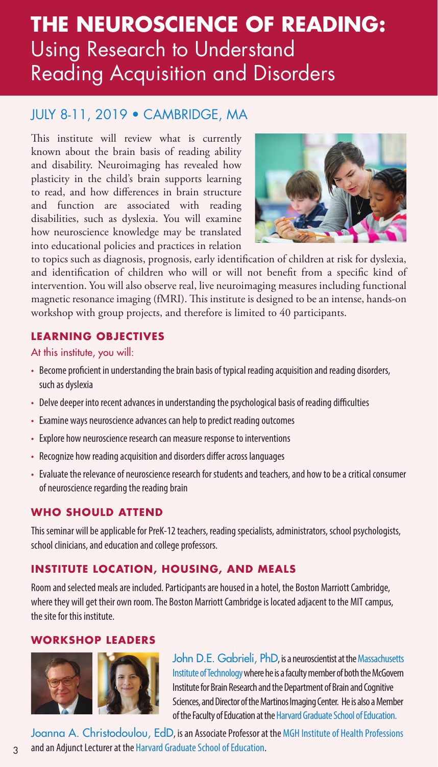# THE NEUROSCIENCE OF READING: Using Research to Understand Reading Acquisition and Disorders

## JULY 8-11, 2019 • CAMBRIDGE, MA

This institute will review what is currently known about the brain basis of reading ability and disability. Neuroimaging has revealed how plasticity in the child's brain supports learning to read, and how differences in brain structure and function are associated with reading disabilities, such as dyslexia. You will examine how neuroscience knowledge may be translated into educational policies and practices in relation to topics such as diagnosis, prognosis, early identification of children at risk for dyslexia, and identification of children who will or will not benefit from a specific kind of intervention. You will also observe real, live neuroimaging measures including functional magnetic resonance imaging (fMRI). This institute is designed to be an intense, hands-on workshop with group projects, and therefore is limited to 40 participants.

### LEARNING OBJECTIVES

At this institute, you will:

- Become proficient in understanding the brain basis of typical reading acquisition and reading disorders, such as dyslexia
- Delve deeper into recent advances in understanding the psychological basis of reading difficulties
- Examine ways neuroscience advances can help to predict reading outcomes
- Explore how neuroscience research can measure response to interventions
- Recognize how reading acquisition and disorders differ across languages
- Evaluate the relevance of neuroscience research for students and teachers, and how to be a critical consumer of neuroscience regarding the reading brain

### WHO SHOULD ATTEND

This seminar will be applicable for PreK-12 teachers, reading specialists, administrators, school psychologists, school clinicians, and education and college professors.

### INSTITUTE LOCATION, HOUSING, AND MEALS

Room and selected meals are included. Participants are housed in a hotel, the Boston Marriott Cambridge, where they will get their own room. The Boston Marriott Cambridge is located adjacent to the MIT campus, the site for this institute.

### WORKSHOP LEADERS

John D.E. Gabrieli, PhD, is a neuroscientist at the Massachusetts Institute of Technology where he is a faculty member of both the McGovern Institute for Brain Research and the Department of Brain and Cognitive Sciences, and Director of the Martinos Imaging Center. He is also a Member of the Faculty of Education at the Harvard Graduate School of Education.

Joanna A. Christodoulou, EdD, is an Associate Professor at the MGH Institute of Health Professions and an Adjunct Lecturer at the Harvard Graduate School of Education.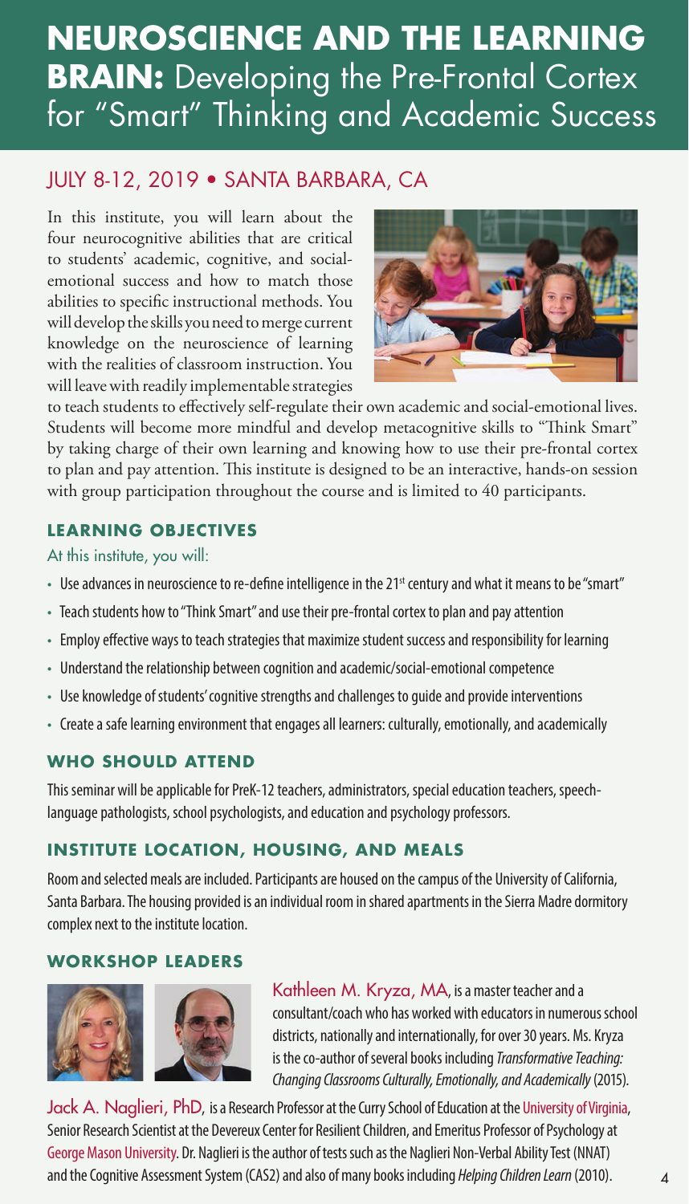# NEUROSCIENCE AND THE LEARNING BRAIN: Developing the Pre-Frontal Cortex for "Smart" Thinking and Academic Success

## JULY 8-12, 2019 • SANTA BARBARA, CA

In this institute, you will learn about the four neurocognitive abilities that are critical to students' academic, cognitive, and social-emotional success and how to match those abilities to specific instructional methods. You will develop the skills you need to merge current knowledge on the neuroscience of learning with the realities of classroom instruction. You will leave with readily implementable strategies to teach students to effectively self-regulate their own academic and social-emotional lives. Students will become more mindful and develop metacognitive skills to "Think Smart" by taking charge of their own learning and knowing how to use their pre-frontal cortex to plan and pay attention. This institute is designed to be an interactive, hands-on session with group participation throughout the course and is limited to 40 participants.

### LEARNING OBJECTIVES

At this institute, you will:

- Use advances in neuroscience to re-define intelligence in the 21st century and what it means to be "smart"
- Teach students how to "Think Smart" and use their pre-frontal cortex to plan and pay attention
- Employ effective ways to teach strategies that maximize student success and responsibility for learning
- Understand the relationship between cognition and academic/social-emotional competence
- Use knowledge of students' cognitive strengths and challenges to guide and provide interventions
- Create a safe learning environment that engages all learners: culturally, emotionally, and academically

### WHO SHOULD ATTEND

This seminar will be applicable for PreK-12 teachers, administrators, special education teachers, speech-language pathologists, school psychologists, and education and psychology professors.

### INSTITUTE LOCATION, HOUSING, AND MEALS

Room and selected meals are included. Participants are housed on the campus of the University of California, Santa Barbara. The housing provided is an individual room in shared apartments in the Sierra Madre dormitory complex next to the institute location.

### WORKSHOP LEADERS

Kathleen M. Kryza, MA, is a master teacher and a consultant/coach who has worked with educators in numerous school districts, nationally and internationally, for over 30 years. Ms. Kryza is the co-author of several books including *Transformative Teaching: Changing Classrooms Culturally, Emotionally, and Academically* (2015).

Jack A. Naglieri, PhD, is a Research Professor at the Curry School of Education at the University of Virginia, Senior Research Scientist at the Devereux Center for Resilient Children, and Emeritus Professor of Psychology at George Mason University. Dr. Naglieri is the author of tests such as the Naglieri Non-Verbal Ability Test (NNAT) and the Cognitive Assessment System (CAS2) and also of many books including *Helping Children Learn* (2010).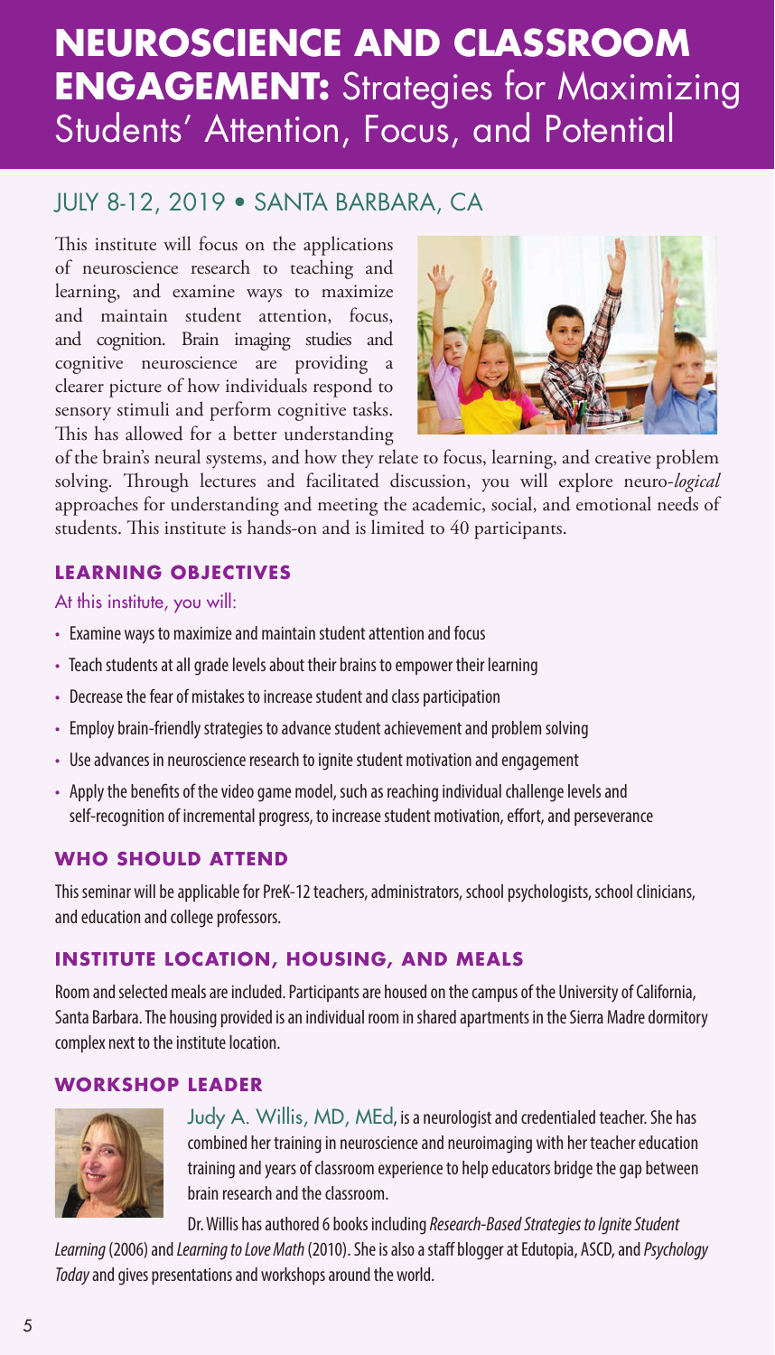# NEUROSCIENCE AND CLASSROOM ENGAGEMENT: Strategies for Maximizing Students' Attention, Focus, and Potential

## JULY 8-12, 2019 • SANTA BARBARA, CA

This institute will focus on the applications of neuroscience research to teaching and learning, and examine ways to maximize and maintain student attention, focus, and cognition. Brain imaging studies and cognitive neuroscience are providing a clearer picture of how individuals respond to sensory stimuli and perform cognitive tasks. This has allowed for a better understanding of the brain's neural systems, and how they relate to focus, learning, and creative problem solving. Through lectures and facilitated discussion, you will explore neuro-*logical* approaches for understanding and meeting the academic, social, and emotional needs of students. This institute is hands-on and is limited to 40 participants.

### LEARNING OBJECTIVES

At this institute, you will:

- Examine ways to maximize and maintain student attention and focus
- Teach students at all grade levels about their brains to empower their learning
- Decrease the fear of mistakes to increase student and class participation
- Employ brain-friendly strategies to advance student achievement and problem solving
- Use advances in neuroscience research to ignite student motivation and engagement
- Apply the benefits of the video game model, such as reaching individual challenge levels and self-recognition of incremental progress, to increase student motivation, effort, and perseverance

### WHO SHOULD ATTEND

This seminar will be applicable for PreK-12 teachers, administrators, school psychologists, school clinicians, and education and college professors.

### INSTITUTE LOCATION, HOUSING, AND MEALS

Room and selected meals are included. Participants are housed on the campus of the University of California, Santa Barbara. The housing provided is an individual room in shared apartments in the Sierra Madre dormitory complex next to the institute location.

### WORKSHOP LEADER

Judy A. Willis, MD, MEd, is a neurologist and credentialed teacher. She has combined her training in neuroscience and neuroimaging with her teacher education training and years of classroom experience to help educators bridge the gap between brain research and the classroom.

Dr. Willis has authored 6 books including *Research-Based Strategies to Ignite Student Learning* (2006) and *Learning to Love Math* (2010). She is also a staff blogger at Edutopia, ASCD, and *Psychology Today* and gives presentations and workshops around the world.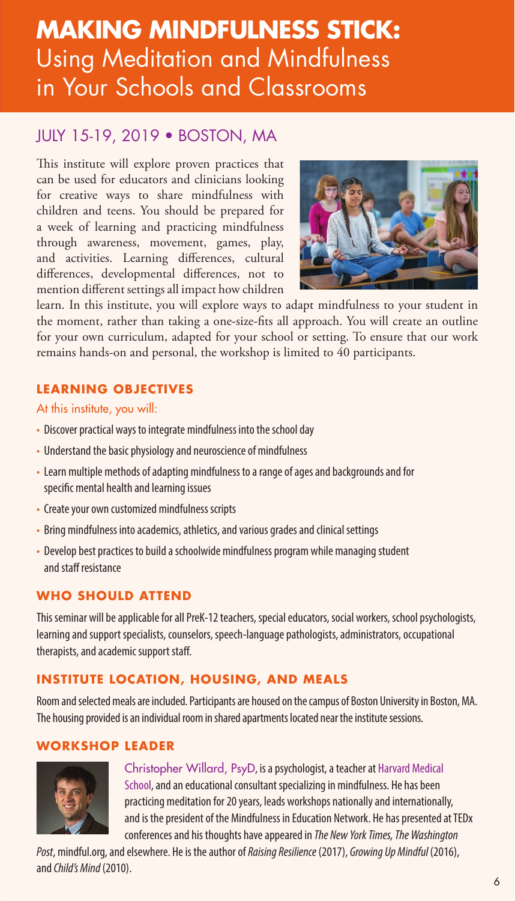# MAKING MINDFULNESS STICK: Using Meditation and Mindfulness in Your Schools and Classrooms

## JULY 15-19, 2019 • BOSTON, MA

This institute will explore proven practices that can be used for educators and clinicians looking for creative ways to share mindfulness with children and teens. You should be prepared for a week of learning and practicing mindfulness through awareness, movement, games, play, and activities. Learning differences, cultural differences, developmental differences, not to mention different settings all impact how children learn. In this institute, you will explore ways to adapt mindfulness to your student in the moment, rather than taking a one-size-fits all approach. You will create an outline for your own curriculum, adapted for your school or setting. To ensure that our work remains hands-on and personal, the workshop is limited to 40 participants.

### LEARNING OBJECTIVES

At this institute, you will:

- Discover practical ways to integrate mindfulness into the school day
- Understand the basic physiology and neuroscience of mindfulness
- Learn multiple methods of adapting mindfulness to a range of ages and backgrounds and for specific mental health and learning issues
- Create your own customized mindfulness scripts
- Bring mindfulness into academics, athletics, and various grades and clinical settings
- Develop best practices to build a schoolwide mindfulness program while managing student and staff resistance

### WHO SHOULD ATTEND

This seminar will be applicable for all PreK-12 teachers, special educators, social workers, school psychologists, learning and support specialists, counselors, speech-language pathologists, administrators, occupational therapists, and academic support staff.

### INSTITUTE LOCATION, HOUSING, AND MEALS

Room and selected meals are included. Participants are housed on the campus of Boston University in Boston, MA. The housing provided is an individual room in shared apartments located near the institute sessions.

### WORKSHOP LEADER

Christopher Willard, PsyD, is a psychologist, a teacher at Harvard Medical School, and an educational consultant specializing in mindfulness. He has been practicing meditation for 20 years, leads workshops nationally and internationally, and is the president of the Mindfulness in Education Network. He has presented at TEDx conferences and his thoughts have appeared in *The New York Times, The Washington Post*, mindful.org, and elsewhere. He is the author of *Raising Resilience* (2017), *Growing Up Mindful* (2016), and *Child's Mind* (2010).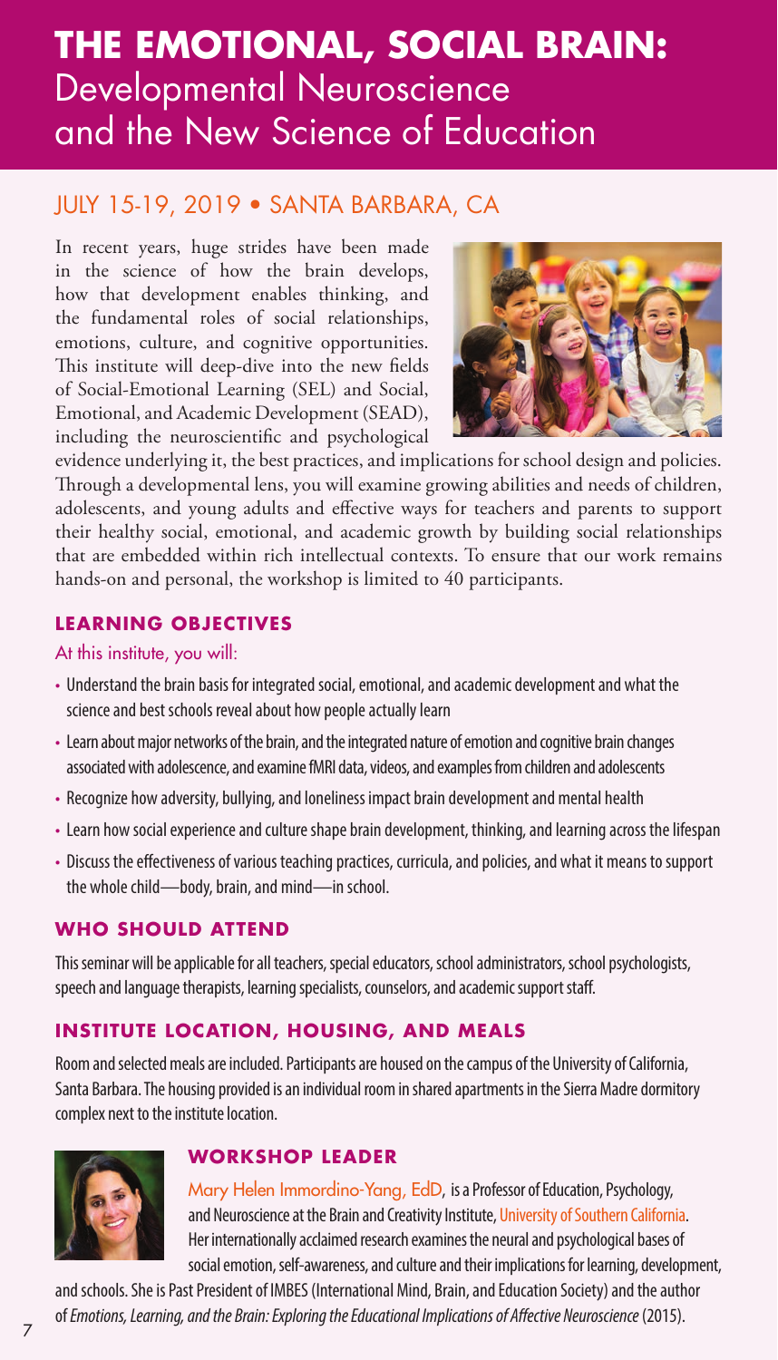# THE EMOTIONAL, SOCIAL BRAIN: Developmental Neuroscience and the New Science of Education

## JULY 15-19, 2019 • SANTA BARBARA, CA

In recent years, huge strides have been made in the science of how the brain develops, how that development enables thinking, and the fundamental roles of social relationships, emotions, culture, and cognitive opportunities. This institute will deep-dive into the new fields of Social-Emotional Learning (SEL) and Social, Emotional, and Academic Development (SEAD), including the neuroscientific and psychological evidence underlying it, the best practices, and implications for school design and policies. Through a developmental lens, you will examine growing abilities and needs of children, adolescents, and young adults and effective ways for teachers and parents to support their healthy social, emotional, and academic growth by building social relationships that are embedded within rich intellectual contexts. To ensure that our work remains hands-on and personal, the workshop is limited to 40 participants.

### LEARNING OBJECTIVES

At this institute, you will:

- Understand the brain basis for integrated social, emotional, and academic development and what the science and best schools reveal about how people actually learn
- Learn about major networks of the brain, and the integrated nature of emotion and cognitive brain changes associated with adolescence, and examine fMRI data, videos, and examples from children and adolescents
- Recognize how adversity, bullying, and loneliness impact brain development and mental health
- Learn how social experience and culture shape brain development, thinking, and learning across the lifespan
- Discuss the effectiveness of various teaching practices, curricula, and policies, and what it means to support the whole child—body, brain, and mind—in school.

### WHO SHOULD ATTEND

This seminar will be applicable for all teachers, special educators, school administrators, school psychologists, speech and language therapists, learning specialists, counselors, and academic support staff.

### INSTITUTE LOCATION, HOUSING, AND MEALS

Room and selected meals are included. Participants are housed on the campus of the University of California, Santa Barbara. The housing provided is an individual room in shared apartments in the Sierra Madre dormitory complex next to the institute location.

### WORKSHOP LEADER

Mary Helen Immordino-Yang, EdD, is a Professor of Education, Psychology, and Neuroscience at the Brain and Creativity Institute, University of Southern California. Her internationally acclaimed research examines the neural and psychological bases of social emotion, self-awareness, and culture and their implications for learning, development, and schools. She is Past President of IMBES (International Mind, Brain, and Education Society) and the author of *Emotions, Learning, and the Brain: Exploring the Educational Implications of Affective Neuroscience* (2015).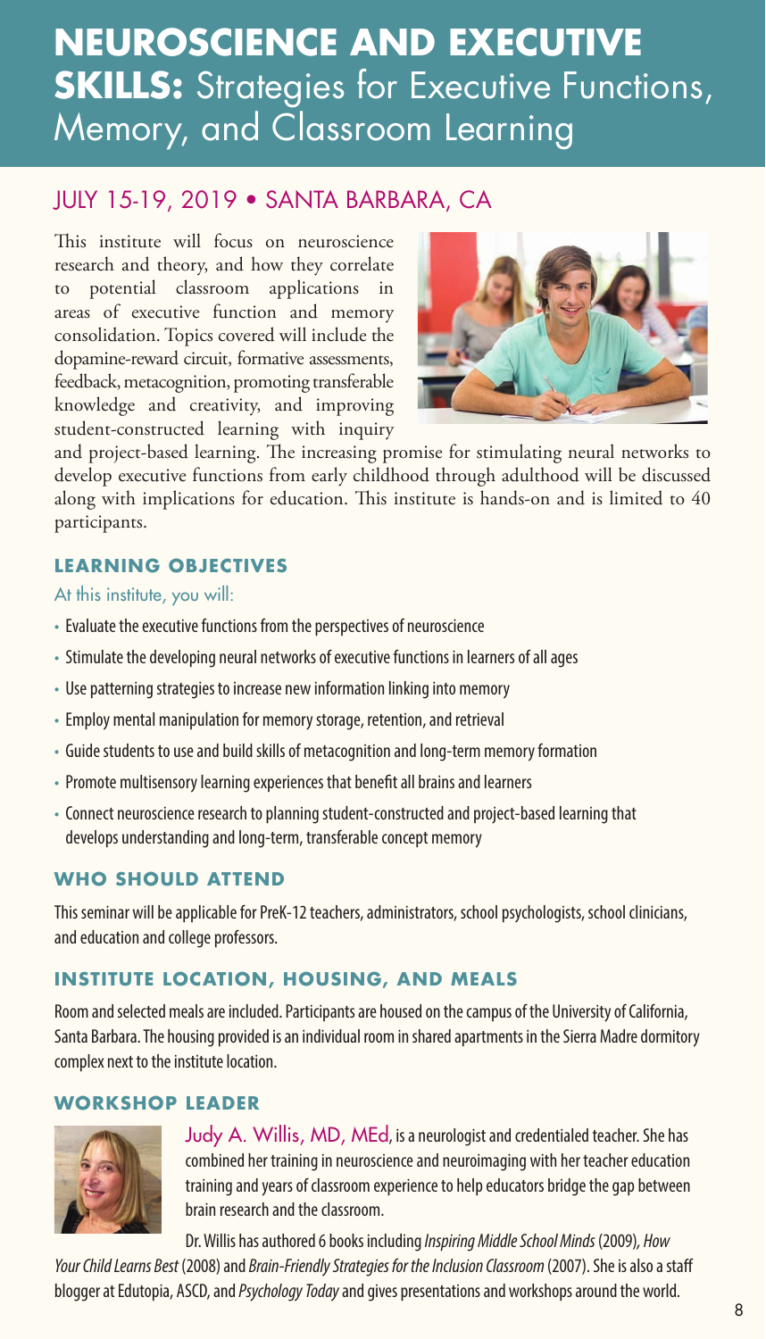# NEUROSCIENCE AND EXECUTIVE SKILLS: Strategies for Executive Functions, Memory, and Classroom Learning

## JULY 15-19, 2019 • SANTA BARBARA, CA

This institute will focus on neuroscience research and theory, and how they correlate to potential classroom applications in areas of executive function and memory consolidation. Topics covered will include the dopamine-reward circuit, formative assessments, feedback, metacognition, promoting transferable knowledge and creativity, and improving student-constructed learning with inquiry and project-based learning. The increasing promise for stimulating neural networks to develop executive functions from early childhood through adulthood will be discussed along with implications for education. This institute is hands-on and is limited to 40 participants.

### LEARNING OBJECTIVES

At this institute, you will:

- Evaluate the executive functions from the perspectives of neuroscience
- Stimulate the developing neural networks of executive functions in learners of all ages
- Use patterning strategies to increase new information linking into memory
- Employ mental manipulation for memory storage, retention, and retrieval
- Guide students to use and build skills of metacognition and long-term memory formation
- Promote multisensory learning experiences that benefit all brains and learners
- Connect neuroscience research to planning student-constructed and project-based learning that develops understanding and long-term, transferable concept memory

### WHO SHOULD ATTEND

This seminar will be applicable for PreK-12 teachers, administrators, school psychologists, school clinicians, and education and college professors.

### INSTITUTE LOCATION, HOUSING, AND MEALS

Room and selected meals are included. Participants are housed on the campus of the University of California, Santa Barbara. The housing provided is an individual room in shared apartments in the Sierra Madre dormitory complex next to the institute location.

### WORKSHOP LEADER

Judy A. Willis, MD, MEd, is a neurologist and credentialed teacher. She has combined her training in neuroscience and neuroimaging with her teacher education training and years of classroom experience to help educators bridge the gap between brain research and the classroom.

Dr. Willis has authored 6 books including *Inspiring Middle School Minds* (2009), *How Your Child Learns Best* (2008) and *Brain-Friendly Strategies for the Inclusion Classroom* (2007). She is also a staff blogger at Edutopia, ASCD, and *Psychology Today* and gives presentations and workshops around the world.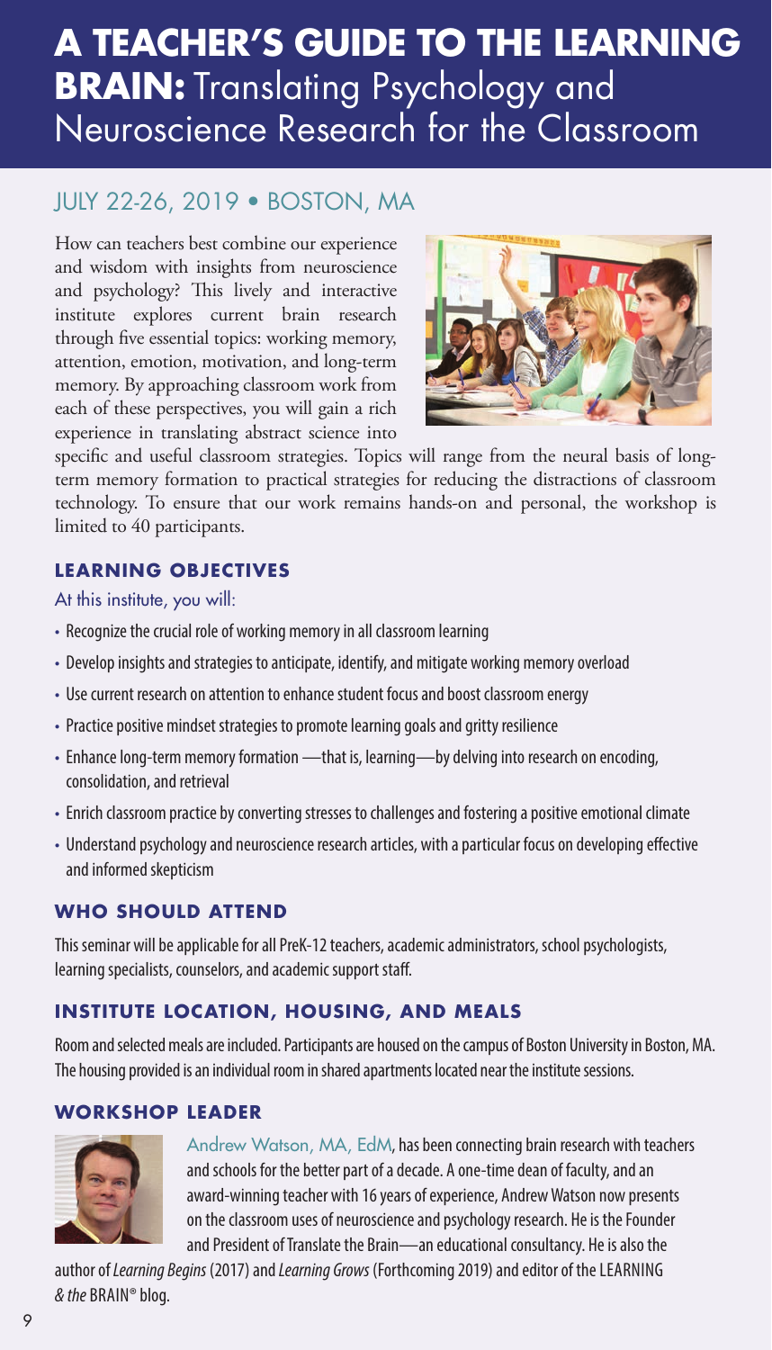# A TEACHER'S GUIDE TO THE LEARNING BRAIN: Translating Psychology and Neuroscience Research for the Classroom

## JULY 22-26, 2019 • BOSTON, MA

How can teachers best combine our experience and wisdom with insights from neuroscience and psychology? This lively and interactive institute explores current brain research through five essential topics: working memory, attention, emotion, motivation, and long-term memory. By approaching classroom work from each of these perspectives, you will gain a rich experience in translating abstract science into specific and useful classroom strategies. Topics will range from the neural basis of long-term memory formation to practical strategies for reducing the distractions of classroom technology. To ensure that our work remains hands-on and personal, the workshop is limited to 40 participants.

### LEARNING OBJECTIVES

At this institute, you will:

- Recognize the crucial role of working memory in all classroom learning
- Develop insights and strategies to anticipate, identify, and mitigate working memory overload
- Use current research on attention to enhance student focus and boost classroom energy
- Practice positive mindset strategies to promote learning goals and gritty resilience
- Enhance long-term memory formation —that is, learning—by delving into research on encoding, consolidation, and retrieval
- Enrich classroom practice by converting stresses to challenges and fostering a positive emotional climate
- Understand psychology and neuroscience research articles, with a particular focus on developing effective and informed skepticism

### WHO SHOULD ATTEND

This seminar will be applicable for all PreK-12 teachers, academic administrators, school psychologists, learning specialists, counselors, and academic support staff.

### INSTITUTE LOCATION, HOUSING, AND MEALS

Room and selected meals are included. Participants are housed on the campus of Boston University in Boston, MA. The housing provided is an individual room in shared apartments located near the institute sessions.

### WORKSHOP LEADER

Andrew Watson, MA, EdM, has been connecting brain research with teachers and schools for the better part of a decade. A one-time dean of faculty, and an award-winning teacher with 16 years of experience, Andrew Watson now presents on the classroom uses of neuroscience and psychology research. He is the Founder and President of Translate the Brain—an educational consultancy. He is also the author of *Learning Begins* (2017) and *Learning Grows* (Forthcoming 2019) and editor of the LEARNING *& the* BRAIN® blog.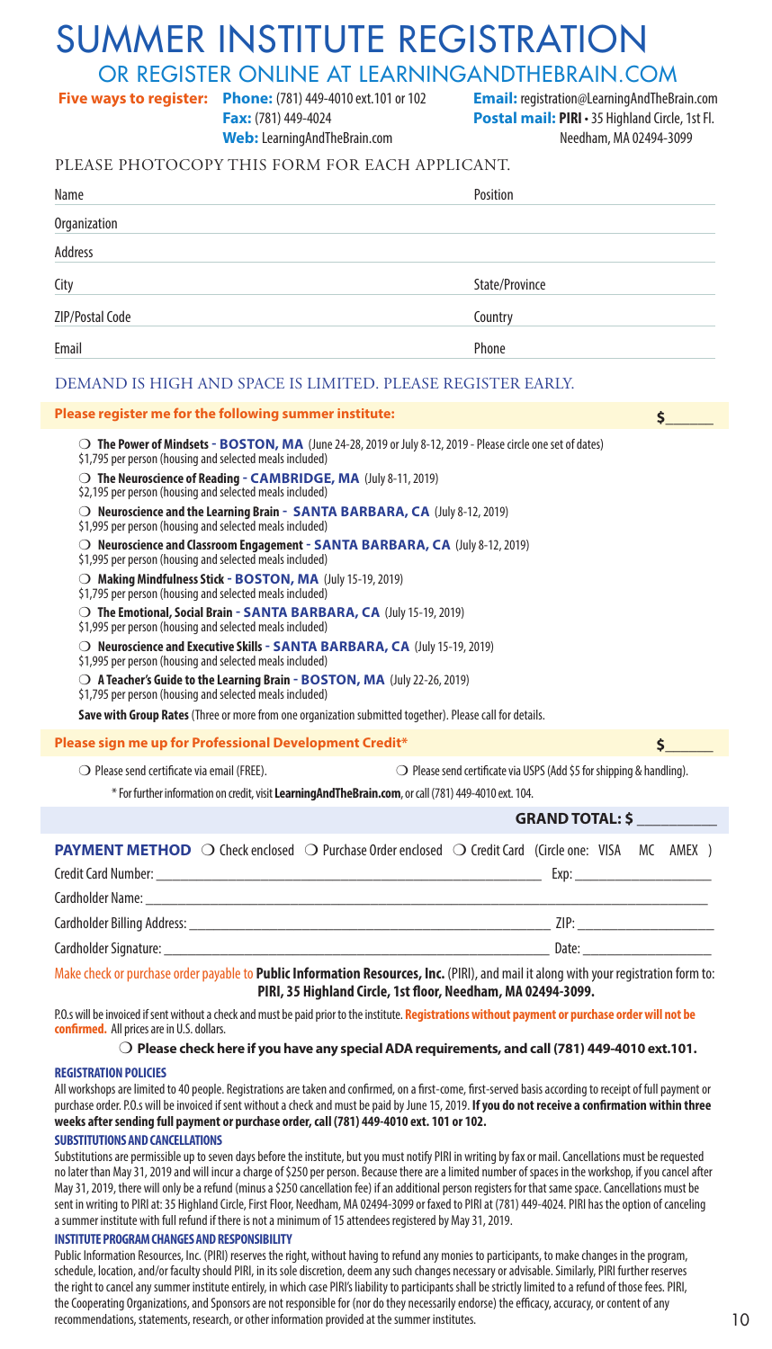# SUMMER INSTITUTE REGISTRATION

## OR REGISTER ONLINE AT LEARNINGANDTHEBRAIN.COM

**Five ways to register:** **Phone:** (781) 449-4010 ext.101 or 102
**Fax:** (781) 449-4024
**Web:** LearningAndTheBrain.com
**Email:** registration@LearningAndTheBrain.com
**Postal mail:** **PIRI** • 35 Highland Circle, 1st Fl. Needham, MA 02494-3099

PLEASE PHOTOCOPY THIS FORM FOR EACH APPLICANT.

Name ____________________ Position ____________________

Organization ____________________

Address ____________________

City ____________________ State/Province ____________________

ZIP/Postal Code ____________________ Country ____________________

Email ____________________ Phone ____________________

DEMAND IS HIGH AND SPACE IS LIMITED. PLEASE REGISTER EARLY.

**Please register me for the following summer institute:** $______

- ❍ **The Power of Mindsets - BOSTON, MA** (June 24-28, 2019 or July 8-12, 2019 - Please circle one set of dates)
  $1,795 per person (housing and selected meals included)
- ❍ **The Neuroscience of Reading - CAMBRIDGE, MA** (July 8-11, 2019)
  $2,195 per person (housing and selected meals included)
- ❍ **Neuroscience and the Learning Brain - SANTA BARBARA, CA** (July 8-12, 2019)
  $1,995 per person (housing and selected meals included)
- ❍ **Neuroscience and Classroom Engagement - SANTA BARBARA, CA** (July 8-12, 2019)
  $1,995 per person (housing and selected meals included)
- ❍ **Making Mindfulness Stick - BOSTON, MA** (July 15-19, 2019)
  $1,795 per person (housing and selected meals included)
- ❍ **The Emotional, Social Brain - SANTA BARBARA, CA** (July 15-19, 2019)
  $1,995 per person (housing and selected meals included)
- ❍ **Neuroscience and Executive Skills - SANTA BARBARA, CA** (July 15-19, 2019)
  $1,995 per person (housing and selected meals included)
- ❍ **A Teacher's Guide to the Learning Brain - BOSTON, MA** (July 22-26, 2019)
  $1,795 per person (housing and selected meals included)

**Save with Group Rates** (Three or more from one organization submitted together). Please call for details.

**Please sign me up for Professional Development Credit*** $______

❍ Please send certificate via email (FREE). ❍ Please send certificate via USPS (Add $5 for shipping & handling).

* For further information on credit, visit **LearningAndTheBrain.com**, or call (781) 449-4010 ext. 104.

**GRAND TOTAL: $ __________**

**PAYMENT METHOD** ❍ Check enclosed ❍ Purchase Order enclosed ❍ Credit Card (Circle one: VISA MC AMEX )

Credit Card Number: ____________________ Exp: ____________________

Cardholder Name: ____________________

Cardholder Billing Address: ____________________ ZIP: ____________________

Cardholder Signature: ____________________ Date: ____________________

Make check or purchase order payable to **Public Information Resources, Inc.** (PIRI), and mail it along with your registration form to: **PIRI, 35 Highland Circle, 1st floor, Needham, MA 02494-3099.**

P.O.s will be invoiced if sent without a check and must be paid prior to the institute. **Registrations without payment or purchase order will not be confirmed.** All prices are in U.S. dollars.

❍ **Please check here if you have any special ADA requirements, and call (781) 449-4010 ext.101.**

### REGISTRATION POLICIES

All workshops are limited to 40 people. Registrations are taken and confirmed, on a first-come, first-served basis according to receipt of full payment or purchase order. P.O.s will be invoiced if sent without a check and must be paid by June 15, 2019. **If you do not receive a confirmation within three weeks after sending full payment or purchase order, call (781) 449-4010 ext. 101 or 102.**

### SUBSTITUTIONS AND CANCELLATIONS

Substitutions are permissible up to seven days before the institute, but you must notify PIRI in writing by fax or mail. Cancellations must be requested no later than May 31, 2019 and will incur a charge of $250 per person. Because there are a limited number of spaces in the workshop, if you cancel after May 31, 2019, there will only be a refund (minus a $250 cancellation fee) if an additional person registers for that same space. Cancellations must be sent in writing to PIRI at: 35 Highland Circle, First Floor, Needham, MA 02494-3099 or faxed to PIRI at (781) 449-4024. PIRI has the option of canceling a summer institute with full refund if there is not a minimum of 15 attendees registered by May 31, 2019.

### INSTITUTE PROGRAM CHANGES AND RESPONSIBILITY

Public Information Resources, Inc. (PIRI) reserves the right, without having to refund any monies to participants, to make changes in the program, schedule, location, and/or faculty should PIRI, in its sole discretion, deem any such changes necessary or advisable. Similarly, PIRI further reserves the right to cancel any summer institute entirely, in which case PIRI's liability to participants shall be strictly limited to a refund of those fees. PIRI, the Cooperating Organizations, and Sponsors are not responsible for (nor do they necessarily endorse) the efficacy, accuracy, or content of any recommendations, statements, research, or other information provided at the summer institutes.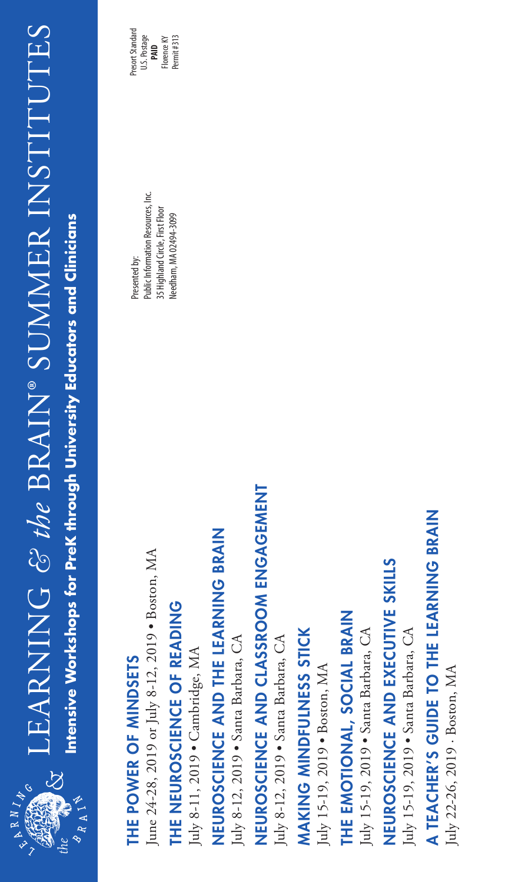# LEARNING & *the* BRAIN® SUMMER INSTITUTES

**Intensive Workshops for PreK through University Educators and Clinicians**

Presented by:
Public Information Resources, Inc.
35 Highland Circle, First Floor
Needham, MA 02494-3099

Presort Standard
U.S. Postage
**PAID**
Florence KY
Permit #313

## THE POWER OF MINDSETS
June 24-28, 2019 or July 8-12, 2019 • Boston, MA

## THE NEUROSCIENCE OF READING
July 8-11, 2019 • Cambridge, MA

## NEUROSCIENCE AND THE LEARNING BRAIN
July 8-12, 2019 • Santa Barbara, CA

## NEUROSCIENCE AND CLASSROOM ENGAGEMENT
July 8-12, 2019 • Santa Barbara, CA

## MAKING MINDFULNESS STICK
July 15-19, 2019 • Boston, MA

## THE EMOTIONAL, SOCIAL BRAIN
July 15-19, 2019 • Santa Barbara, CA

## NEUROSCIENCE AND EXECUTIVE SKILLS
July 15-19, 2019 • Santa Barbara, CA

## A TEACHER'S GUIDE TO THE LEARNING BRAIN
July 22-26, 2019 · Boston, MA